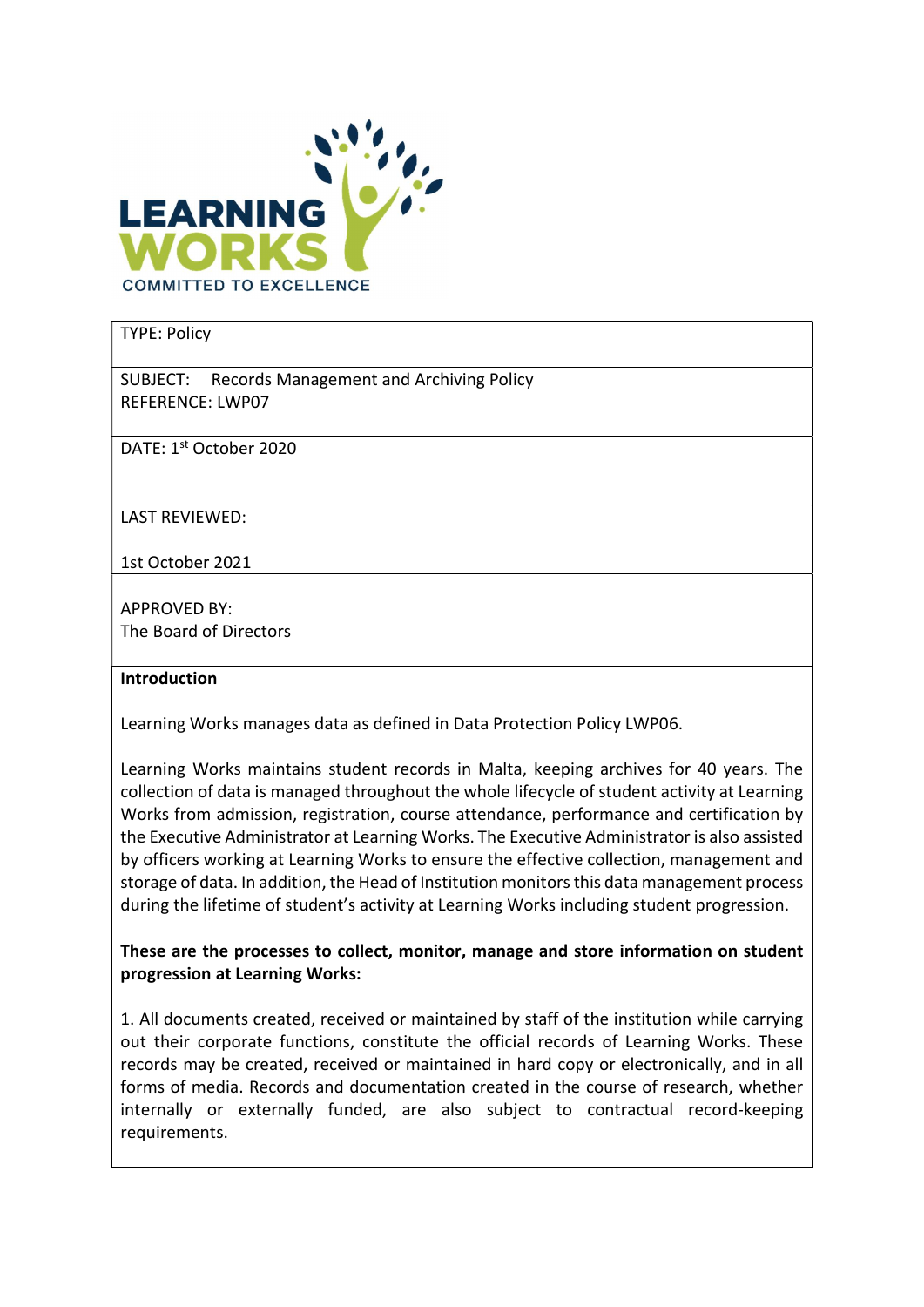LEARNING WORKS
COMMITTED TO EXCELLENCE

| TYPE: Policy |
| --- |
| SUBJECT: Records Management and Archiving Policy<br>REFERENCE: LWP07 |
| DATE: 1st October 2020 |
| LAST REVIEWED:<br><br>1st October 2021 |
| APPROVED BY:<br>The Board of Directors |

**Introduction**

Learning Works manages data as defined in Data Protection Policy LWP06.

Learning Works maintains student records in Malta, keeping archives for 40 years. The collection of data is managed throughout the whole lifecycle of student activity at Learning Works from admission, registration, course attendance, performance and certification by the Executive Administrator at Learning Works. The Executive Administrator is also assisted by officers working at Learning Works to ensure the effective collection, management and storage of data. In addition, the Head of Institution monitors this data management process during the lifetime of student's activity at Learning Works including student progression.

**These are the processes to collect, monitor, manage and store information on student progression at Learning Works:**

1. All documents created, received or maintained by staff of the institution while carrying out their corporate functions, constitute the official records of Learning Works. These records may be created, received or maintained in hard copy or electronically, and in all forms of media. Records and documentation created in the course of research, whether internally or externally funded, are also subject to contractual record-keeping requirements.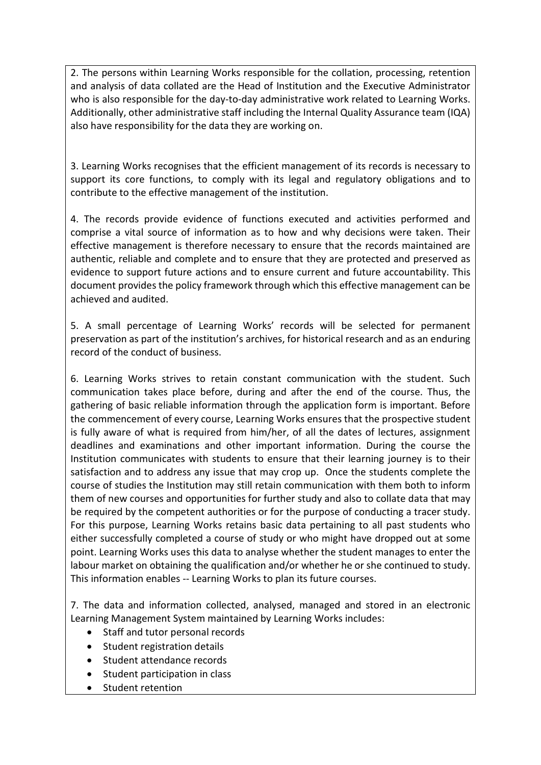2. The persons within Learning Works responsible for the collation, processing, retention and analysis of data collated are the Head of Institution and the Executive Administrator who is also responsible for the day-to-day administrative work related to Learning Works. Additionally, other administrative staff including the Internal Quality Assurance team (IQA) also have responsibility for the data they are working on.

3. Learning Works recognises that the efficient management of its records is necessary to support its core functions, to comply with its legal and regulatory obligations and to contribute to the effective management of the institution.

4. The records provide evidence of functions executed and activities performed and comprise a vital source of information as to how and why decisions were taken. Their effective management is therefore necessary to ensure that the records maintained are authentic, reliable and complete and to ensure that they are protected and preserved as evidence to support future actions and to ensure current and future accountability. This document provides the policy framework through which this effective management can be achieved and audited.

5. A small percentage of Learning Works' records will be selected for permanent preservation as part of the institution's archives, for historical research and as an enduring record of the conduct of business.

6. Learning Works strives to retain constant communication with the student. Such communication takes place before, during and after the end of the course. Thus, the gathering of basic reliable information through the application form is important. Before the commencement of every course, Learning Works ensures that the prospective student is fully aware of what is required from him/her, of all the dates of lectures, assignment deadlines and examinations and other important information. During the course the Institution communicates with students to ensure that their learning journey is to their satisfaction and to address any issue that may crop up. Once the students complete the course of studies the Institution may still retain communication with them both to inform them of new courses and opportunities for further study and also to collate data that may be required by the competent authorities or for the purpose of conducting a tracer study. For this purpose, Learning Works retains basic data pertaining to all past students who either successfully completed a course of study or who might have dropped out at some point. Learning Works uses this data to analyse whether the student manages to enter the labour market on obtaining the qualification and/or whether he or she continued to study. This information enables -- Learning Works to plan its future courses.

7. The data and information collected, analysed, managed and stored in an electronic Learning Management System maintained by Learning Works includes:

- Staff and tutor personal records
- Student registration details
- Student attendance records
- Student participation in class
- Student retention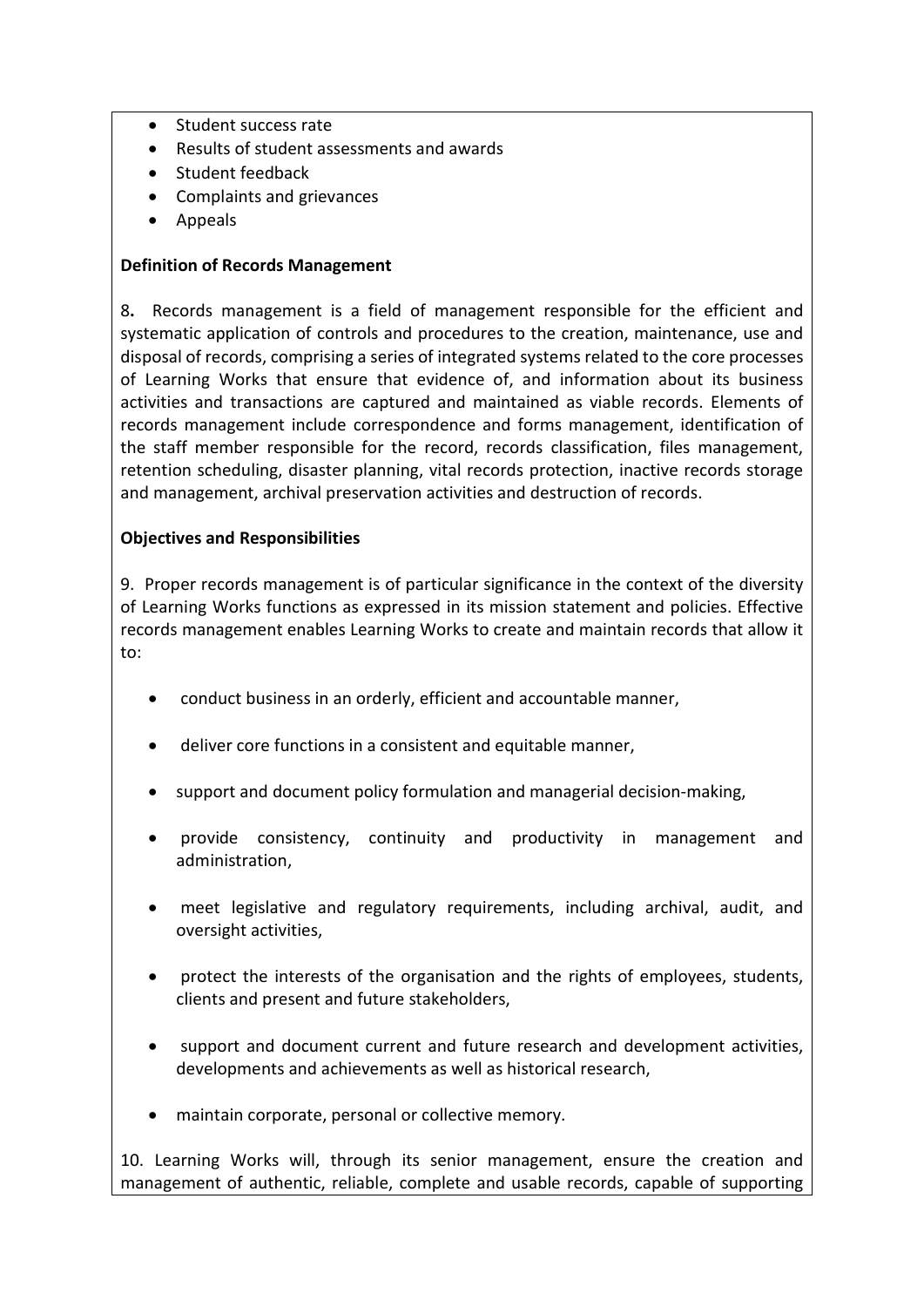- Student success rate
- Results of student assessments and awards
- Student feedback
- Complaints and grievances
- Appeals

**Definition of Records Management**

8**.** Records management is a field of management responsible for the efficient and systematic application of controls and procedures to the creation, maintenance, use and disposal of records, comprising a series of integrated systems related to the core processes of Learning Works that ensure that evidence of, and information about its business activities and transactions are captured and maintained as viable records. Elements of records management include correspondence and forms management, identification of the staff member responsible for the record, records classification, files management, retention scheduling, disaster planning, vital records protection, inactive records storage and management, archival preservation activities and destruction of records.

**Objectives and Responsibilities**

9. Proper records management is of particular significance in the context of the diversity of Learning Works functions as expressed in its mission statement and policies. Effective records management enables Learning Works to create and maintain records that allow it to:

- conduct business in an orderly, efficient and accountable manner,
- deliver core functions in a consistent and equitable manner,
- support and document policy formulation and managerial decision-making,
- provide consistency, continuity and productivity in management and administration,
- meet legislative and regulatory requirements, including archival, audit, and oversight activities,
- protect the interests of the organisation and the rights of employees, students, clients and present and future stakeholders,
- support and document current and future research and development activities, developments and achievements as well as historical research,
- maintain corporate, personal or collective memory.

10. Learning Works will, through its senior management, ensure the creation and management of authentic, reliable, complete and usable records, capable of supporting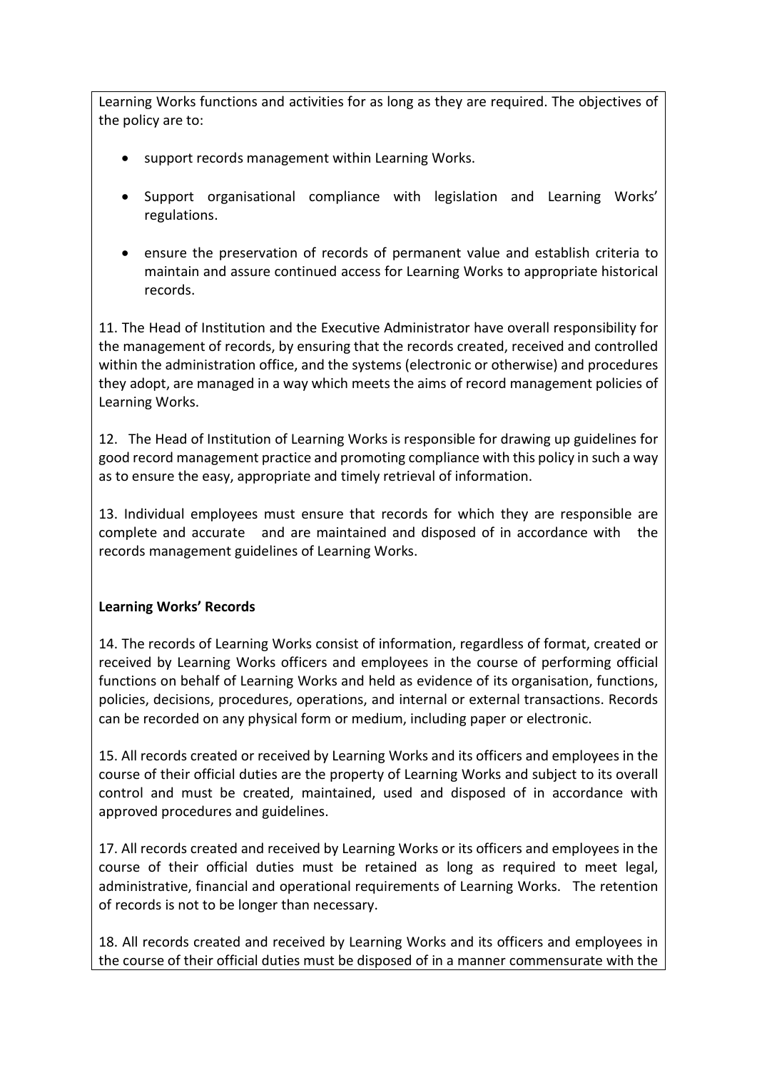Learning Works functions and activities for as long as they are required. The objectives of the policy are to:

- support records management within Learning Works.
- Support organisational compliance with legislation and Learning Works' regulations.
- ensure the preservation of records of permanent value and establish criteria to maintain and assure continued access for Learning Works to appropriate historical records.

11. The Head of Institution and the Executive Administrator have overall responsibility for the management of records, by ensuring that the records created, received and controlled within the administration office, and the systems (electronic or otherwise) and procedures they adopt, are managed in a way which meets the aims of record management policies of Learning Works.

12. The Head of Institution of Learning Works is responsible for drawing up guidelines for good record management practice and promoting compliance with this policy in such a way as to ensure the easy, appropriate and timely retrieval of information.

13. Individual employees must ensure that records for which they are responsible are complete and accurate and are maintained and disposed of in accordance with the records management guidelines of Learning Works.

**Learning Works' Records**

14. The records of Learning Works consist of information, regardless of format, created or received by Learning Works officers and employees in the course of performing official functions on behalf of Learning Works and held as evidence of its organisation, functions, policies, decisions, procedures, operations, and internal or external transactions. Records can be recorded on any physical form or medium, including paper or electronic.

15. All records created or received by Learning Works and its officers and employees in the course of their official duties are the property of Learning Works and subject to its overall control and must be created, maintained, used and disposed of in accordance with approved procedures and guidelines.

17. All records created and received by Learning Works or its officers and employees in the course of their official duties must be retained as long as required to meet legal, administrative, financial and operational requirements of Learning Works. The retention of records is not to be longer than necessary.

18. All records created and received by Learning Works and its officers and employees in the course of their official duties must be disposed of in a manner commensurate with the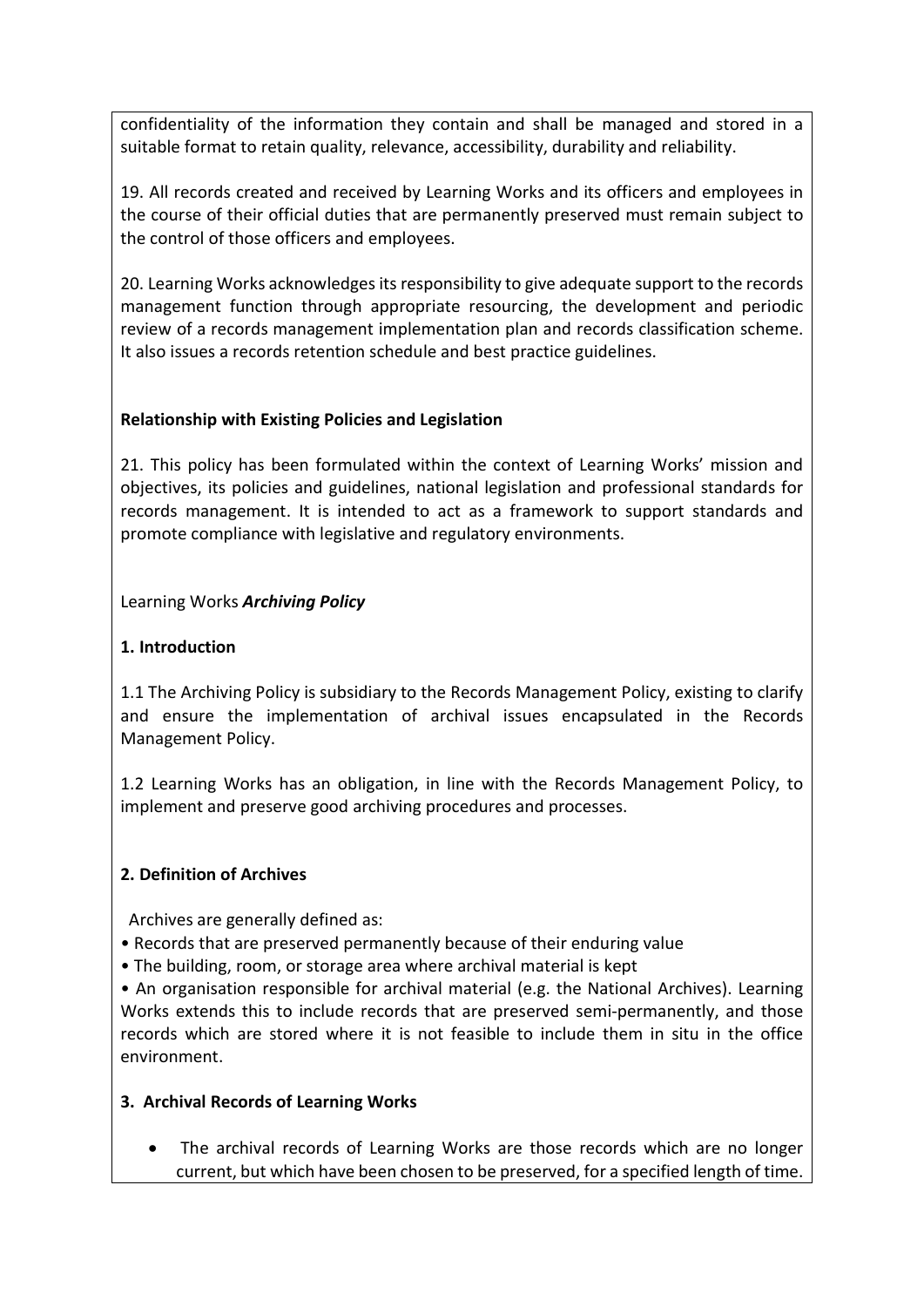confidentiality of the information they contain and shall be managed and stored in a suitable format to retain quality, relevance, accessibility, durability and reliability.

19. All records created and received by Learning Works and its officers and employees in the course of their official duties that are permanently preserved must remain subject to the control of those officers and employees.

20. Learning Works acknowledges its responsibility to give adequate support to the records management function through appropriate resourcing, the development and periodic review of a records management implementation plan and records classification scheme. It also issues a records retention schedule and best practice guidelines.

**Relationship with Existing Policies and Legislation**

21. This policy has been formulated within the context of Learning Works' mission and objectives, its policies and guidelines, national legislation and professional standards for records management. It is intended to act as a framework to support standards and promote compliance with legislative and regulatory environments.

Learning Works ***Archiving Policy***

**1. Introduction**

1.1 The Archiving Policy is subsidiary to the Records Management Policy, existing to clarify and ensure the implementation of archival issues encapsulated in the Records Management Policy.

1.2 Learning Works has an obligation, in line with the Records Management Policy, to implement and preserve good archiving procedures and processes.

**2. Definition of Archives**

Archives are generally defined as:

- Records that are preserved permanently because of their enduring value
- The building, room, or storage area where archival material is kept
- An organisation responsible for archival material (e.g. the National Archives). Learning Works extends this to include records that are preserved semi-permanently, and those records which are stored where it is not feasible to include them in situ in the office environment.

**3. Archival Records of Learning Works**

- The archival records of Learning Works are those records which are no longer current, but which have been chosen to be preserved, for a specified length of time.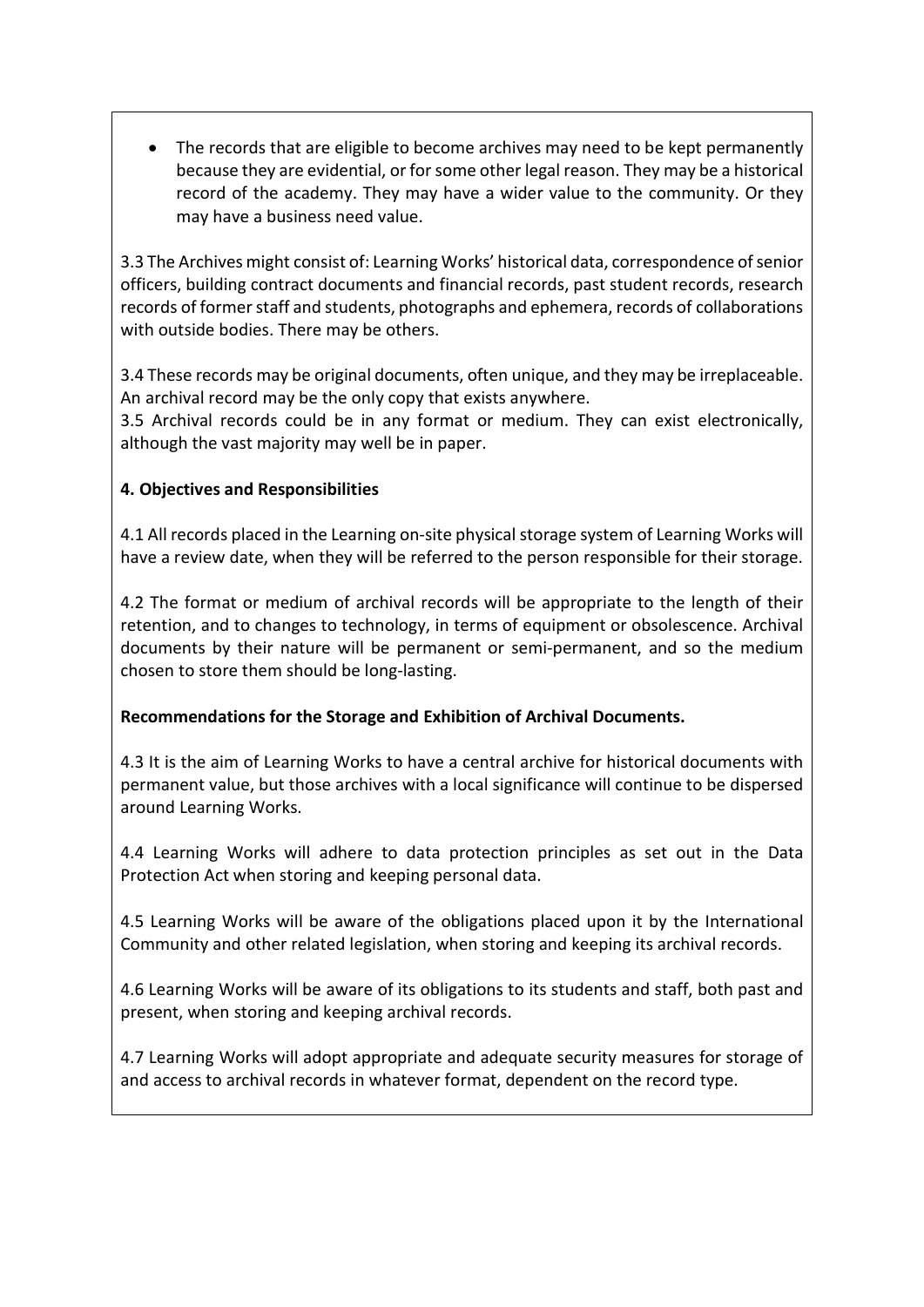- The records that are eligible to become archives may need to be kept permanently because they are evidential, or for some other legal reason. They may be a historical record of the academy. They may have a wider value to the community. Or they may have a business need value.

3.3 The Archives might consist of: Learning Works' historical data, correspondence of senior officers, building contract documents and financial records, past student records, research records of former staff and students, photographs and ephemera, records of collaborations with outside bodies. There may be others.

3.4 These records may be original documents, often unique, and they may be irreplaceable. An archival record may be the only copy that exists anywhere.

3.5 Archival records could be in any format or medium. They can exist electronically, although the vast majority may well be in paper.

**4. Objectives and Responsibilities**

4.1 All records placed in the Learning on-site physical storage system of Learning Works will have a review date, when they will be referred to the person responsible for their storage.

4.2 The format or medium of archival records will be appropriate to the length of their retention, and to changes to technology, in terms of equipment or obsolescence. Archival documents by their nature will be permanent or semi-permanent, and so the medium chosen to store them should be long-lasting.

**Recommendations for the Storage and Exhibition of Archival Documents.**

4.3 It is the aim of Learning Works to have a central archive for historical documents with permanent value, but those archives with a local significance will continue to be dispersed around Learning Works.

4.4 Learning Works will adhere to data protection principles as set out in the Data Protection Act when storing and keeping personal data.

4.5 Learning Works will be aware of the obligations placed upon it by the International Community and other related legislation, when storing and keeping its archival records.

4.6 Learning Works will be aware of its obligations to its students and staff, both past and present, when storing and keeping archival records.

4.7 Learning Works will adopt appropriate and adequate security measures for storage of and access to archival records in whatever format, dependent on the record type.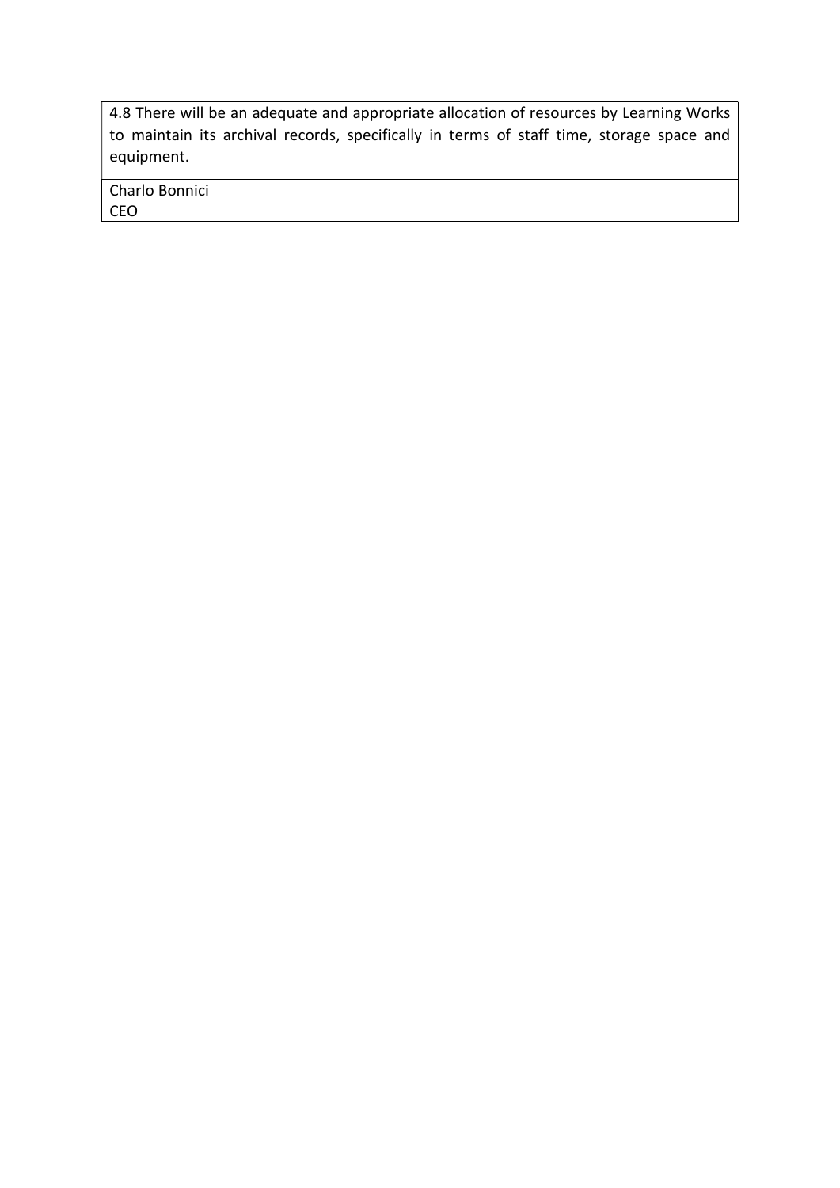| |
|---|
| 4.8 There will be an adequate and appropriate allocation of resources by Learning Works to maintain its archival records, specifically in terms of staff time, storage space and equipment. |
| Charlo Bonnici<br>CEO |